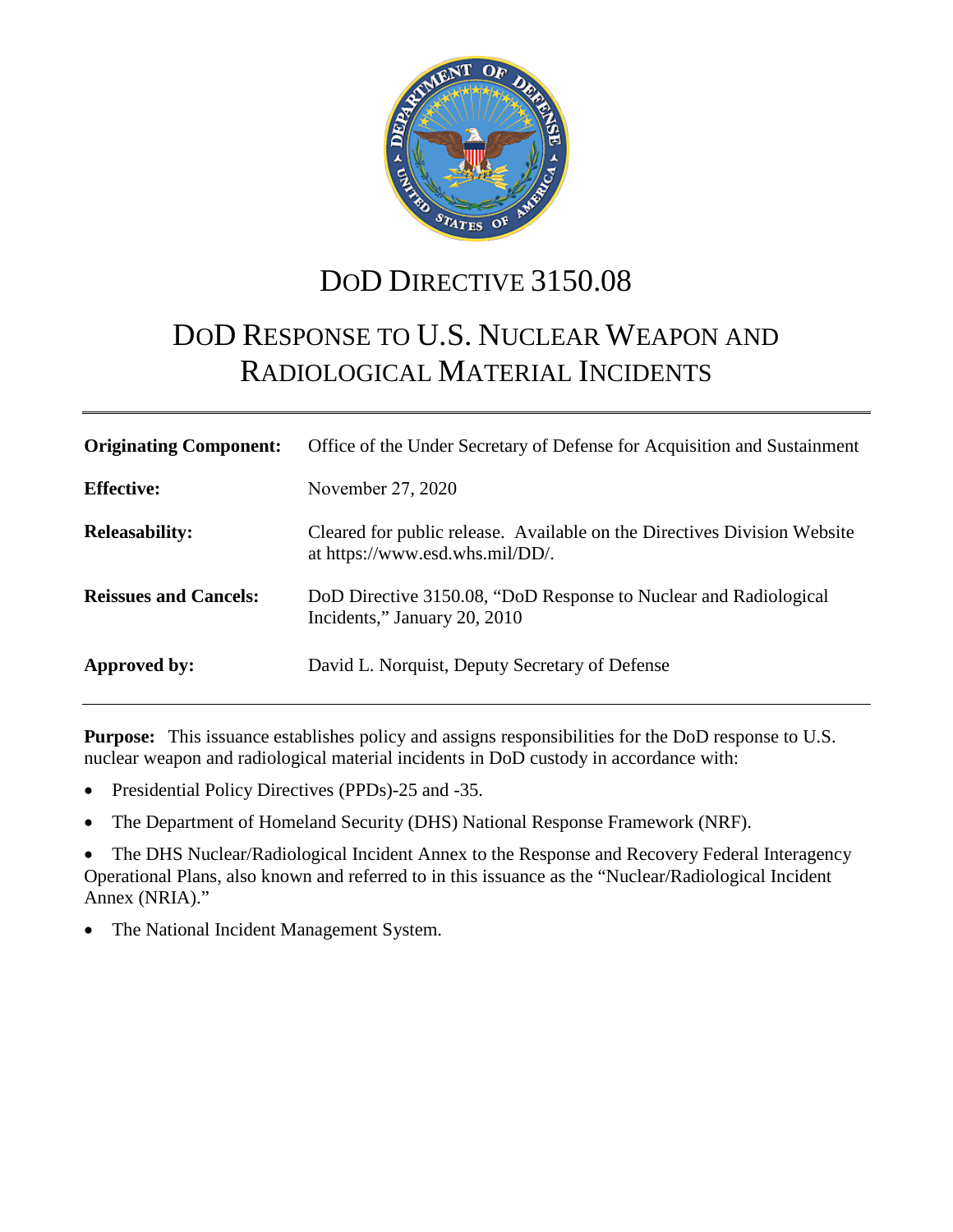# DoD Directive 3150.08

# DoD Response to U.S. Nuclear Weapon and Radiological Material Incidents

| | |
|---|---|
| **Originating Component:** | Office of the Under Secretary of Defense for Acquisition and Sustainment |
| **Effective:** | November 27, 2020 |
| **Releasability:** | Cleared for public release. Available on the Directives Division Website at https://www.esd.whs.mil/DD/. |
| **Reissues and Cancels:** | DoD Directive 3150.08, "DoD Response to Nuclear and Radiological Incidents," January 20, 2010 |
| **Approved by:** | David L. Norquist, Deputy Secretary of Defense |

**Purpose:** This issuance establishes policy and assigns responsibilities for the DoD response to U.S. nuclear weapon and radiological material incidents in DoD custody in accordance with:

- Presidential Policy Directives (PPDs)-25 and -35.
- The Department of Homeland Security (DHS) National Response Framework (NRF).
- The DHS Nuclear/Radiological Incident Annex to the Response and Recovery Federal Interagency Operational Plans, also known and referred to in this issuance as the "Nuclear/Radiological Incident Annex (NRIA)."
- The National Incident Management System.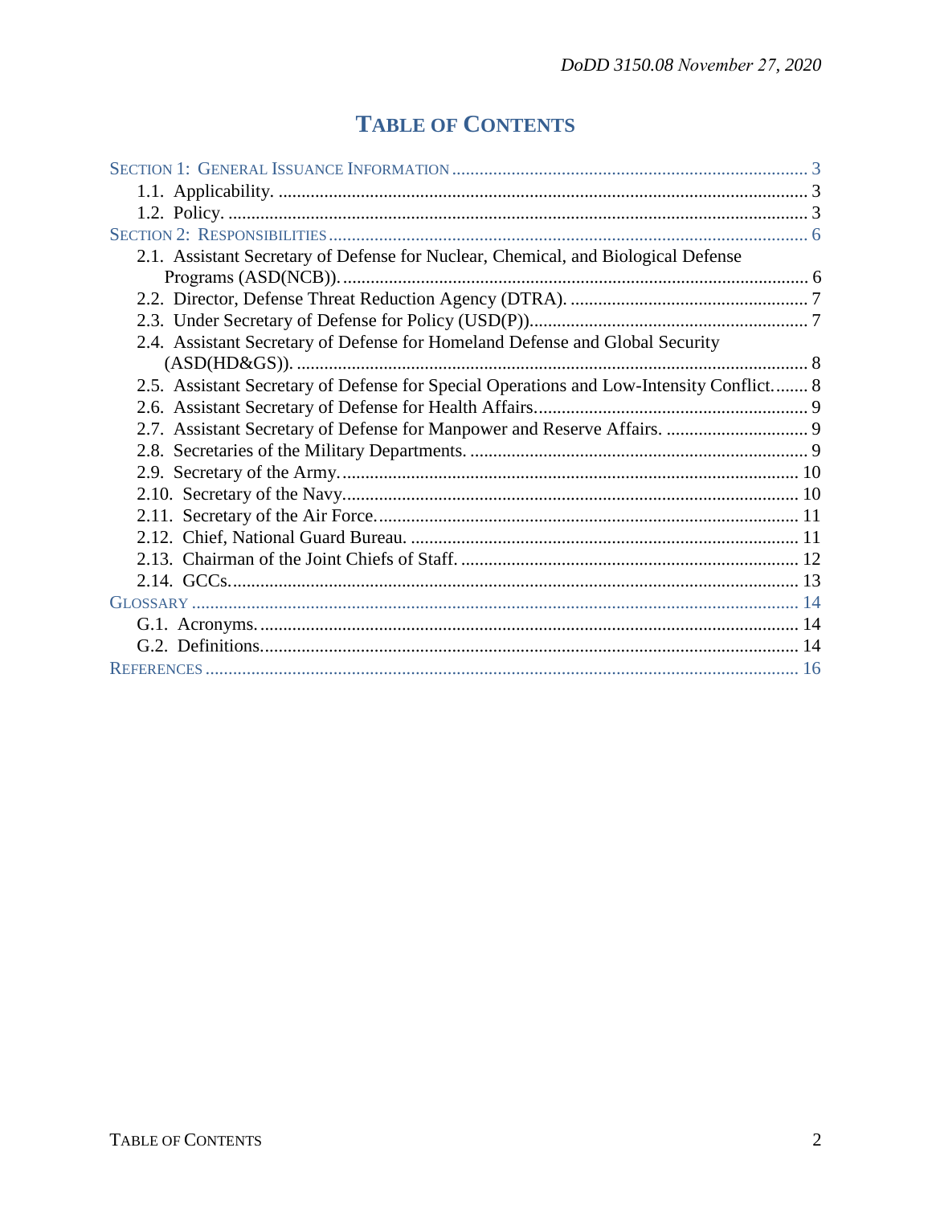# TABLE OF CONTENTS

SECTION 1: GENERAL ISSUANCE INFORMATION ..... 3
- 1.1. Applicability. ..... 3
- 1.2. Policy. ..... 3

SECTION 2: RESPONSIBILITIES ..... 6
- 2.1. Assistant Secretary of Defense for Nuclear, Chemical, and Biological Defense Programs (ASD(NCB)). ..... 6
- 2.2. Director, Defense Threat Reduction Agency (DTRA). ..... 7
- 2.3. Under Secretary of Defense for Policy (USD(P)). ..... 7
- 2.4. Assistant Secretary of Defense for Homeland Defense and Global Security (ASD(HD&GS)). ..... 8
- 2.5. Assistant Secretary of Defense for Special Operations and Low-Intensity Conflict. ..... 8
- 2.6. Assistant Secretary of Defense for Health Affairs. ..... 9
- 2.7. Assistant Secretary of Defense for Manpower and Reserve Affairs. ..... 9
- 2.8. Secretaries of the Military Departments. ..... 9
- 2.9. Secretary of the Army. ..... 10
- 2.10. Secretary of the Navy. ..... 10
- 2.11. Secretary of the Air Force. ..... 11
- 2.12. Chief, National Guard Bureau. ..... 11
- 2.13. Chairman of the Joint Chiefs of Staff. ..... 12
- 2.14. GCCs. ..... 13

GLOSSARY ..... 14
- G.1. Acronyms. ..... 14
- G.2. Definitions. ..... 14

REFERENCES ..... 16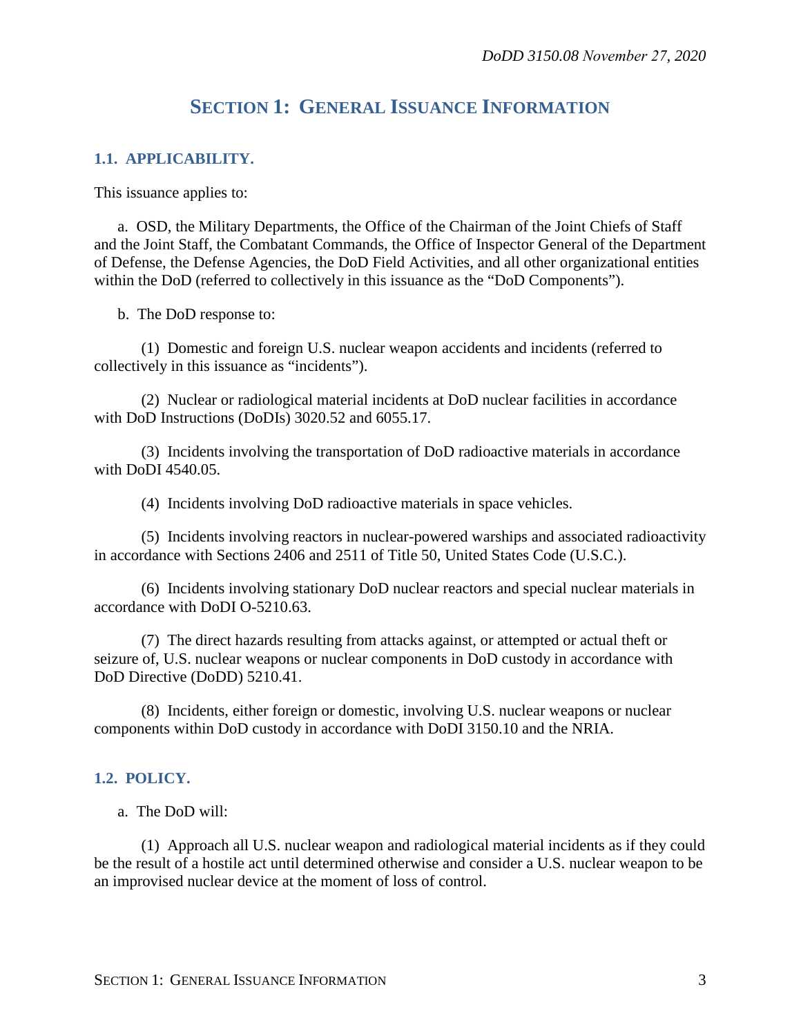# SECTION 1: GENERAL ISSUANCE INFORMATION

## 1.1. APPLICABILITY.

This issuance applies to:

a. OSD, the Military Departments, the Office of the Chairman of the Joint Chiefs of Staff and the Joint Staff, the Combatant Commands, the Office of Inspector General of the Department of Defense, the Defense Agencies, the DoD Field Activities, and all other organizational entities within the DoD (referred to collectively in this issuance as the "DoD Components").

b. The DoD response to:

(1) Domestic and foreign U.S. nuclear weapon accidents and incidents (referred to collectively in this issuance as "incidents").

(2) Nuclear or radiological material incidents at DoD nuclear facilities in accordance with DoD Instructions (DoDIs) 3020.52 and 6055.17.

(3) Incidents involving the transportation of DoD radioactive materials in accordance with DoDI 4540.05.

(4) Incidents involving DoD radioactive materials in space vehicles.

(5) Incidents involving reactors in nuclear-powered warships and associated radioactivity in accordance with Sections 2406 and 2511 of Title 50, United States Code (U.S.C.).

(6) Incidents involving stationary DoD nuclear reactors and special nuclear materials in accordance with DoDI O-5210.63.

(7) The direct hazards resulting from attacks against, or attempted or actual theft or seizure of, U.S. nuclear weapons or nuclear components in DoD custody in accordance with DoD Directive (DoDD) 5210.41.

(8) Incidents, either foreign or domestic, involving U.S. nuclear weapons or nuclear components within DoD custody in accordance with DoDI 3150.10 and the NRIA.

## 1.2. POLICY.

a. The DoD will:

(1) Approach all U.S. nuclear weapon and radiological material incidents as if they could be the result of a hostile act until determined otherwise and consider a U.S. nuclear weapon to be an improvised nuclear device at the moment of loss of control.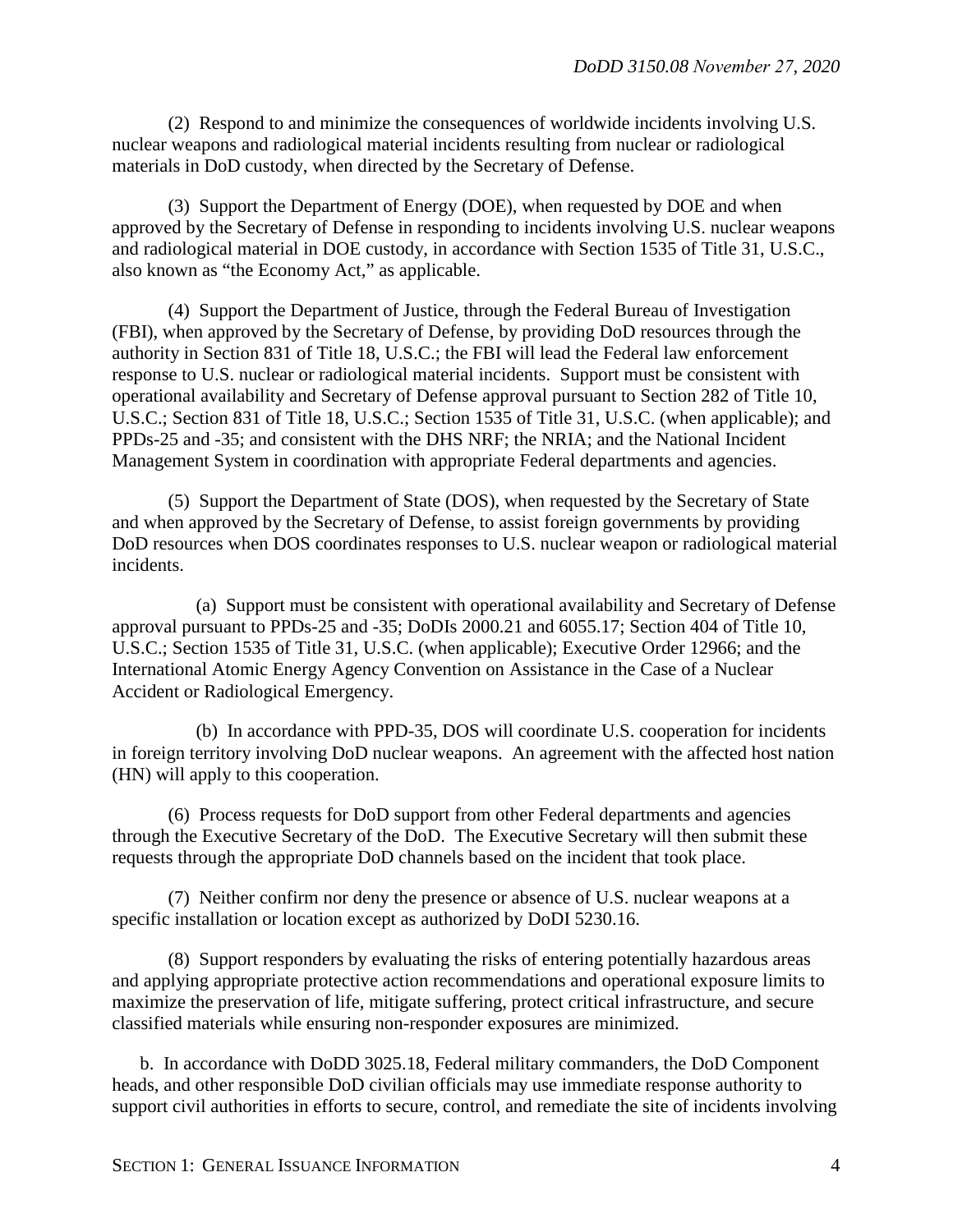(2) Respond to and minimize the consequences of worldwide incidents involving U.S. nuclear weapons and radiological material incidents resulting from nuclear or radiological materials in DoD custody, when directed by the Secretary of Defense.

(3) Support the Department of Energy (DOE), when requested by DOE and when approved by the Secretary of Defense in responding to incidents involving U.S. nuclear weapons and radiological material in DOE custody, in accordance with Section 1535 of Title 31, U.S.C., also known as "the Economy Act," as applicable.

(4) Support the Department of Justice, through the Federal Bureau of Investigation (FBI), when approved by the Secretary of Defense, by providing DoD resources through the authority in Section 831 of Title 18, U.S.C.; the FBI will lead the Federal law enforcement response to U.S. nuclear or radiological material incidents. Support must be consistent with operational availability and Secretary of Defense approval pursuant to Section 282 of Title 10, U.S.C.; Section 831 of Title 18, U.S.C.; Section 1535 of Title 31, U.S.C. (when applicable); and PPDs-25 and -35; and consistent with the DHS NRF; the NRIA; and the National Incident Management System in coordination with appropriate Federal departments and agencies.

(5) Support the Department of State (DOS), when requested by the Secretary of State and when approved by the Secretary of Defense, to assist foreign governments by providing DoD resources when DOS coordinates responses to U.S. nuclear weapon or radiological material incidents.

(a) Support must be consistent with operational availability and Secretary of Defense approval pursuant to PPDs-25 and -35; DoDIs 2000.21 and 6055.17; Section 404 of Title 10, U.S.C.; Section 1535 of Title 31, U.S.C. (when applicable); Executive Order 12966; and the International Atomic Energy Agency Convention on Assistance in the Case of a Nuclear Accident or Radiological Emergency.

(b) In accordance with PPD-35, DOS will coordinate U.S. cooperation for incidents in foreign territory involving DoD nuclear weapons. An agreement with the affected host nation (HN) will apply to this cooperation.

(6) Process requests for DoD support from other Federal departments and agencies through the Executive Secretary of the DoD. The Executive Secretary will then submit these requests through the appropriate DoD channels based on the incident that took place.

(7) Neither confirm nor deny the presence or absence of U.S. nuclear weapons at a specific installation or location except as authorized by DoDI 5230.16.

(8) Support responders by evaluating the risks of entering potentially hazardous areas and applying appropriate protective action recommendations and operational exposure limits to maximize the preservation of life, mitigate suffering, protect critical infrastructure, and secure classified materials while ensuring non-responder exposures are minimized.

b. In accordance with DoDD 3025.18, Federal military commanders, the DoD Component heads, and other responsible DoD civilian officials may use immediate response authority to support civil authorities in efforts to secure, control, and remediate the site of incidents involving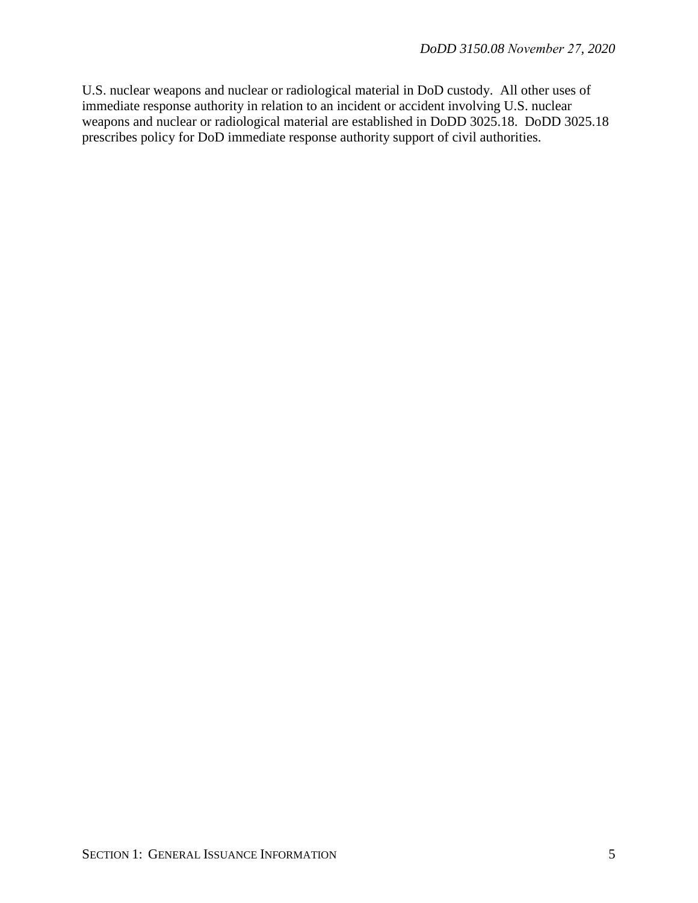U.S. nuclear weapons and nuclear or radiological material in DoD custody. All other uses of immediate response authority in relation to an incident or accident involving U.S. nuclear weapons and nuclear or radiological material are established in DoDD 3025.18. DoDD 3025.18 prescribes policy for DoD immediate response authority support of civil authorities.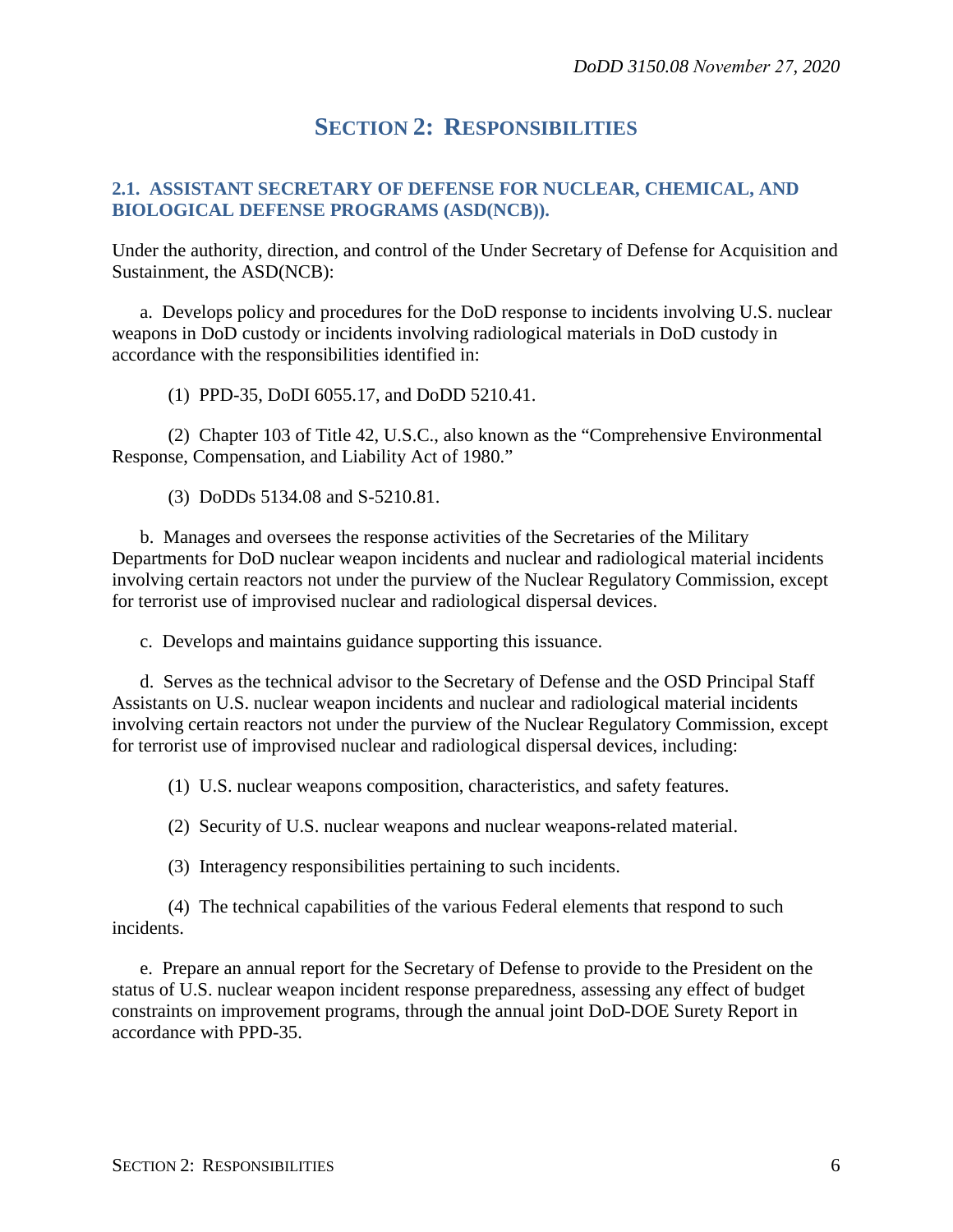# SECTION 2: RESPONSIBILITIES

## 2.1. ASSISTANT SECRETARY OF DEFENSE FOR NUCLEAR, CHEMICAL, AND BIOLOGICAL DEFENSE PROGRAMS (ASD(NCB)).

Under the authority, direction, and control of the Under Secretary of Defense for Acquisition and Sustainment, the ASD(NCB):

a. Develops policy and procedures for the DoD response to incidents involving U.S. nuclear weapons in DoD custody or incidents involving radiological materials in DoD custody in accordance with the responsibilities identified in:

(1) PPD-35, DoDI 6055.17, and DoDD 5210.41.

(2) Chapter 103 of Title 42, U.S.C., also known as the "Comprehensive Environmental Response, Compensation, and Liability Act of 1980."

(3) DoDDs 5134.08 and S-5210.81.

b. Manages and oversees the response activities of the Secretaries of the Military Departments for DoD nuclear weapon incidents and nuclear and radiological material incidents involving certain reactors not under the purview of the Nuclear Regulatory Commission, except for terrorist use of improvised nuclear and radiological dispersal devices.

c. Develops and maintains guidance supporting this issuance.

d. Serves as the technical advisor to the Secretary of Defense and the OSD Principal Staff Assistants on U.S. nuclear weapon incidents and nuclear and radiological material incidents involving certain reactors not under the purview of the Nuclear Regulatory Commission, except for terrorist use of improvised nuclear and radiological dispersal devices, including:

(1) U.S. nuclear weapons composition, characteristics, and safety features.

(2) Security of U.S. nuclear weapons and nuclear weapons-related material.

(3) Interagency responsibilities pertaining to such incidents.

(4) The technical capabilities of the various Federal elements that respond to such incidents.

e. Prepare an annual report for the Secretary of Defense to provide to the President on the status of U.S. nuclear weapon incident response preparedness, assessing any effect of budget constraints on improvement programs, through the annual joint DoD-DOE Surety Report in accordance with PPD-35.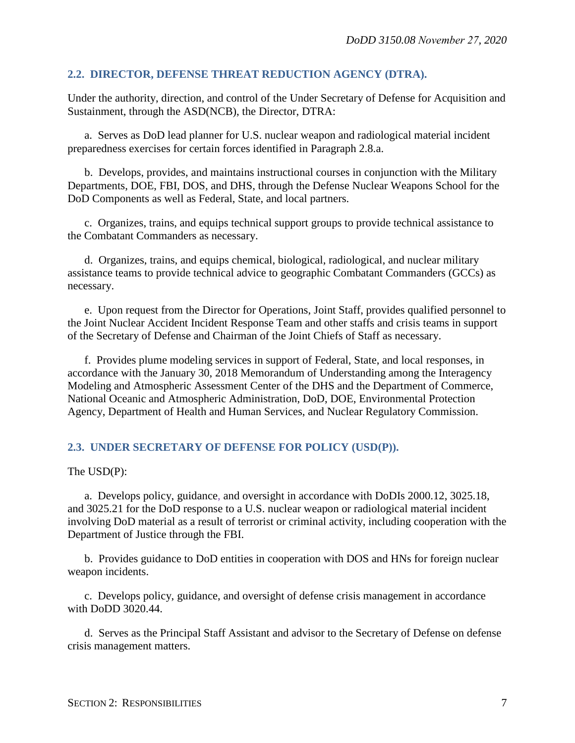## 2.2. DIRECTOR, DEFENSE THREAT REDUCTION AGENCY (DTRA).

Under the authority, direction, and control of the Under Secretary of Defense for Acquisition and Sustainment, through the ASD(NCB), the Director, DTRA:

a. Serves as DoD lead planner for U.S. nuclear weapon and radiological material incident preparedness exercises for certain forces identified in Paragraph 2.8.a.

b. Develops, provides, and maintains instructional courses in conjunction with the Military Departments, DOE, FBI, DOS, and DHS, through the Defense Nuclear Weapons School for the DoD Components as well as Federal, State, and local partners.

c. Organizes, trains, and equips technical support groups to provide technical assistance to the Combatant Commanders as necessary.

d. Organizes, trains, and equips chemical, biological, radiological, and nuclear military assistance teams to provide technical advice to geographic Combatant Commanders (GCCs) as necessary.

e. Upon request from the Director for Operations, Joint Staff, provides qualified personnel to the Joint Nuclear Accident Incident Response Team and other staffs and crisis teams in support of the Secretary of Defense and Chairman of the Joint Chiefs of Staff as necessary.

f. Provides plume modeling services in support of Federal, State, and local responses, in accordance with the January 30, 2018 Memorandum of Understanding among the Interagency Modeling and Atmospheric Assessment Center of the DHS and the Department of Commerce, National Oceanic and Atmospheric Administration, DoD, DOE, Environmental Protection Agency, Department of Health and Human Services, and Nuclear Regulatory Commission.

## 2.3. UNDER SECRETARY OF DEFENSE FOR POLICY (USD(P)).

The USD(P):

a. Develops policy, guidance, and oversight in accordance with DoDIs 2000.12, 3025.18, and 3025.21 for the DoD response to a U.S. nuclear weapon or radiological material incident involving DoD material as a result of terrorist or criminal activity, including cooperation with the Department of Justice through the FBI.

b. Provides guidance to DoD entities in cooperation with DOS and HNs for foreign nuclear weapon incidents.

c. Develops policy, guidance, and oversight of defense crisis management in accordance with DoDD 3020.44.

d. Serves as the Principal Staff Assistant and advisor to the Secretary of Defense on defense crisis management matters.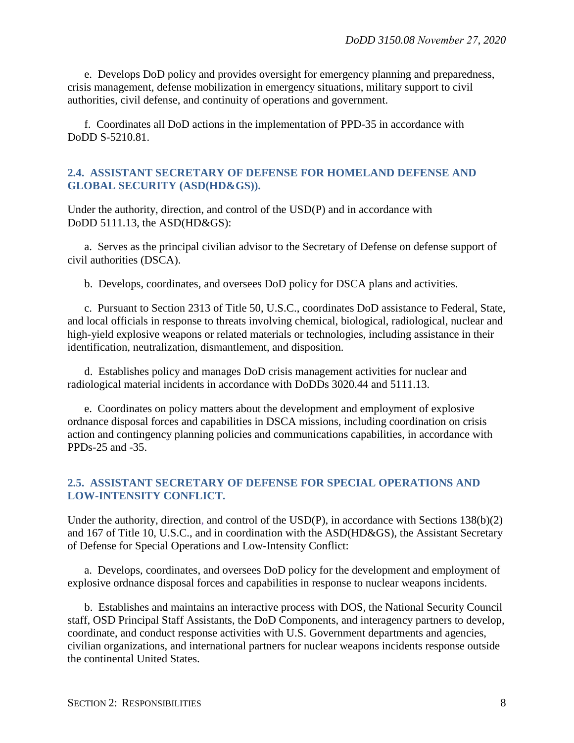e. Develops DoD policy and provides oversight for emergency planning and preparedness, crisis management, defense mobilization in emergency situations, military support to civil authorities, civil defense, and continuity of operations and government.

f. Coordinates all DoD actions in the implementation of PPD-35 in accordance with DoDD S-5210.81.

## 2.4. ASSISTANT SECRETARY OF DEFENSE FOR HOMELAND DEFENSE AND GLOBAL SECURITY (ASD(HD&GS)).

Under the authority, direction, and control of the USD(P) and in accordance with DoDD 5111.13, the ASD(HD&GS):

a. Serves as the principal civilian advisor to the Secretary of Defense on defense support of civil authorities (DSCA).

b. Develops, coordinates, and oversees DoD policy for DSCA plans and activities.

c. Pursuant to Section 2313 of Title 50, U.S.C., coordinates DoD assistance to Federal, State, and local officials in response to threats involving chemical, biological, radiological, nuclear and high-yield explosive weapons or related materials or technologies, including assistance in their identification, neutralization, dismantlement, and disposition.

d. Establishes policy and manages DoD crisis management activities for nuclear and radiological material incidents in accordance with DoDDs 3020.44 and 5111.13.

e. Coordinates on policy matters about the development and employment of explosive ordnance disposal forces and capabilities in DSCA missions, including coordination on crisis action and contingency planning policies and communications capabilities, in accordance with PPDs-25 and -35.

## 2.5. ASSISTANT SECRETARY OF DEFENSE FOR SPECIAL OPERATIONS AND LOW-INTENSITY CONFLICT.

Under the authority, direction, and control of the USD(P), in accordance with Sections 138(b)(2) and 167 of Title 10, U.S.C., and in coordination with the ASD(HD&GS), the Assistant Secretary of Defense for Special Operations and Low-Intensity Conflict:

a. Develops, coordinates, and oversees DoD policy for the development and employment of explosive ordnance disposal forces and capabilities in response to nuclear weapons incidents.

b. Establishes and maintains an interactive process with DOS, the National Security Council staff, OSD Principal Staff Assistants, the DoD Components, and interagency partners to develop, coordinate, and conduct response activities with U.S. Government departments and agencies, civilian organizations, and international partners for nuclear weapons incidents response outside the continental United States.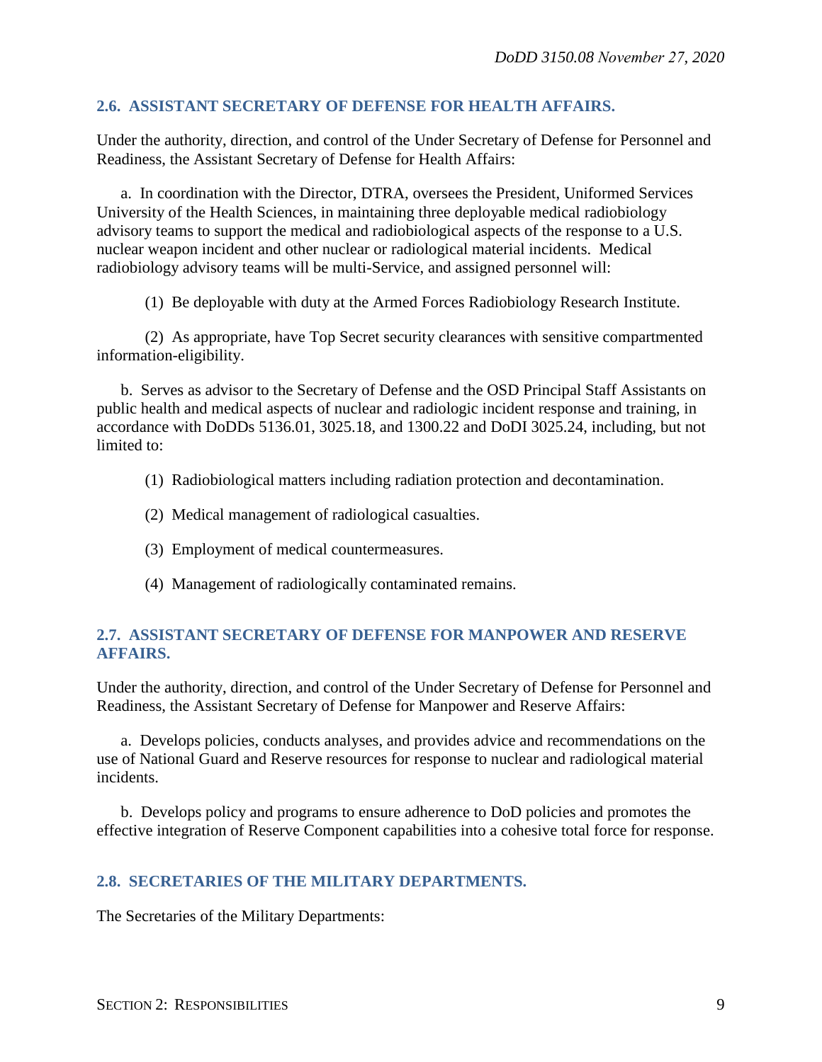## 2.6. ASSISTANT SECRETARY OF DEFENSE FOR HEALTH AFFAIRS.

Under the authority, direction, and control of the Under Secretary of Defense for Personnel and Readiness, the Assistant Secretary of Defense for Health Affairs:

a. In coordination with the Director, DTRA, oversees the President, Uniformed Services University of the Health Sciences, in maintaining three deployable medical radiobiology advisory teams to support the medical and radiobiological aspects of the response to a U.S. nuclear weapon incident and other nuclear or radiological material incidents. Medical radiobiology advisory teams will be multi-Service, and assigned personnel will:

(1) Be deployable with duty at the Armed Forces Radiobiology Research Institute.

(2) As appropriate, have Top Secret security clearances with sensitive compartmented information-eligibility.

b. Serves as advisor to the Secretary of Defense and the OSD Principal Staff Assistants on public health and medical aspects of nuclear and radiologic incident response and training, in accordance with DoDDs 5136.01, 3025.18, and 1300.22 and DoDI 3025.24, including, but not limited to:

(1) Radiobiological matters including radiation protection and decontamination.

(2) Medical management of radiological casualties.

(3) Employment of medical countermeasures.

(4) Management of radiologically contaminated remains.

## 2.7. ASSISTANT SECRETARY OF DEFENSE FOR MANPOWER AND RESERVE AFFAIRS.

Under the authority, direction, and control of the Under Secretary of Defense for Personnel and Readiness, the Assistant Secretary of Defense for Manpower and Reserve Affairs:

a. Develops policies, conducts analyses, and provides advice and recommendations on the use of National Guard and Reserve resources for response to nuclear and radiological material incidents.

b. Develops policy and programs to ensure adherence to DoD policies and promotes the effective integration of Reserve Component capabilities into a cohesive total force for response.

## 2.8. SECRETARIES OF THE MILITARY DEPARTMENTS.

The Secretaries of the Military Departments: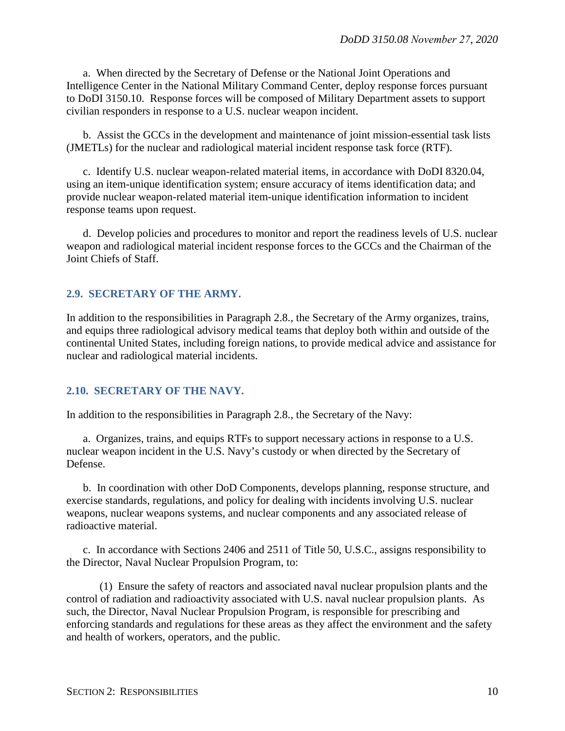a. When directed by the Secretary of Defense or the National Joint Operations and Intelligence Center in the National Military Command Center, deploy response forces pursuant to DoDI 3150.10. Response forces will be composed of Military Department assets to support civilian responders in response to a U.S. nuclear weapon incident.

b. Assist the GCCs in the development and maintenance of joint mission-essential task lists (JMETLs) for the nuclear and radiological material incident response task force (RTF).

c. Identify U.S. nuclear weapon-related material items, in accordance with DoDI 8320.04, using an item-unique identification system; ensure accuracy of items identification data; and provide nuclear weapon-related material item-unique identification information to incident response teams upon request.

d. Develop policies and procedures to monitor and report the readiness levels of U.S. nuclear weapon and radiological material incident response forces to the GCCs and the Chairman of the Joint Chiefs of Staff.

## 2.9. SECRETARY OF THE ARMY.

In addition to the responsibilities in Paragraph 2.8., the Secretary of the Army organizes, trains, and equips three radiological advisory medical teams that deploy both within and outside of the continental United States, including foreign nations, to provide medical advice and assistance for nuclear and radiological material incidents.

## 2.10. SECRETARY OF THE NAVY.

In addition to the responsibilities in Paragraph 2.8., the Secretary of the Navy:

a. Organizes, trains, and equips RTFs to support necessary actions in response to a U.S. nuclear weapon incident in the U.S. Navy's custody or when directed by the Secretary of Defense.

b. In coordination with other DoD Components, develops planning, response structure, and exercise standards, regulations, and policy for dealing with incidents involving U.S. nuclear weapons, nuclear weapons systems, and nuclear components and any associated release of radioactive material.

c. In accordance with Sections 2406 and 2511 of Title 50, U.S.C., assigns responsibility to the Director, Naval Nuclear Propulsion Program, to:

(1) Ensure the safety of reactors and associated naval nuclear propulsion plants and the control of radiation and radioactivity associated with U.S. naval nuclear propulsion plants. As such, the Director, Naval Nuclear Propulsion Program, is responsible for prescribing and enforcing standards and regulations for these areas as they affect the environment and the safety and health of workers, operators, and the public.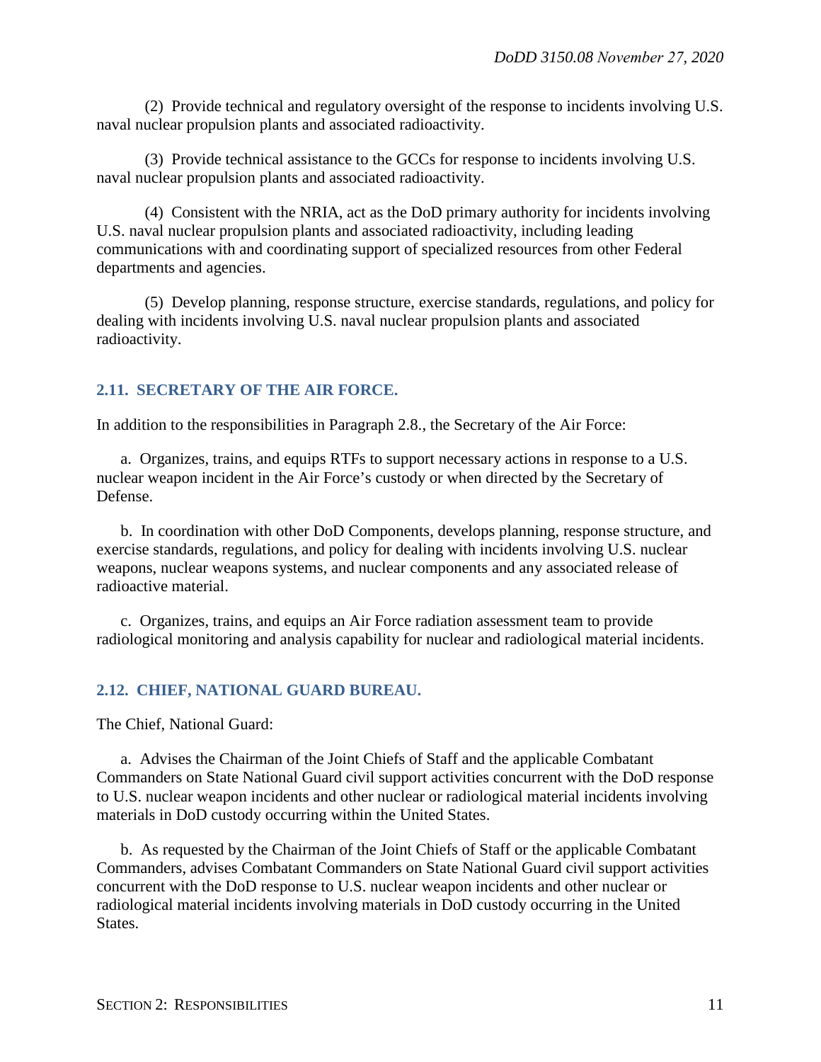(2) Provide technical and regulatory oversight of the response to incidents involving U.S. naval nuclear propulsion plants and associated radioactivity.

(3) Provide technical assistance to the GCCs for response to incidents involving U.S. naval nuclear propulsion plants and associated radioactivity.

(4) Consistent with the NRIA, act as the DoD primary authority for incidents involving U.S. naval nuclear propulsion plants and associated radioactivity, including leading communications with and coordinating support of specialized resources from other Federal departments and agencies.

(5) Develop planning, response structure, exercise standards, regulations, and policy for dealing with incidents involving U.S. naval nuclear propulsion plants and associated radioactivity.

## 2.11. SECRETARY OF THE AIR FORCE.

In addition to the responsibilities in Paragraph 2.8., the Secretary of the Air Force:

a. Organizes, trains, and equips RTFs to support necessary actions in response to a U.S. nuclear weapon incident in the Air Force's custody or when directed by the Secretary of Defense.

b. In coordination with other DoD Components, develops planning, response structure, and exercise standards, regulations, and policy for dealing with incidents involving U.S. nuclear weapons, nuclear weapons systems, and nuclear components and any associated release of radioactive material.

c. Organizes, trains, and equips an Air Force radiation assessment team to provide radiological monitoring and analysis capability for nuclear and radiological material incidents.

## 2.12. CHIEF, NATIONAL GUARD BUREAU.

The Chief, National Guard:

a. Advises the Chairman of the Joint Chiefs of Staff and the applicable Combatant Commanders on State National Guard civil support activities concurrent with the DoD response to U.S. nuclear weapon incidents and other nuclear or radiological material incidents involving materials in DoD custody occurring within the United States.

b. As requested by the Chairman of the Joint Chiefs of Staff or the applicable Combatant Commanders, advises Combatant Commanders on State National Guard civil support activities concurrent with the DoD response to U.S. nuclear weapon incidents and other nuclear or radiological material incidents involving materials in DoD custody occurring in the United States.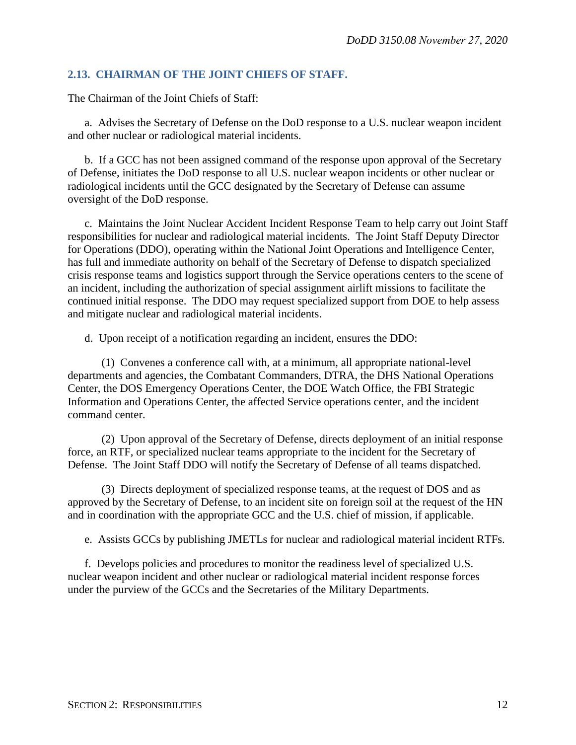## 2.13. CHAIRMAN OF THE JOINT CHIEFS OF STAFF.

The Chairman of the Joint Chiefs of Staff:

a. Advises the Secretary of Defense on the DoD response to a U.S. nuclear weapon incident and other nuclear or radiological material incidents.

b. If a GCC has not been assigned command of the response upon approval of the Secretary of Defense, initiates the DoD response to all U.S. nuclear weapon incidents or other nuclear or radiological incidents until the GCC designated by the Secretary of Defense can assume oversight of the DoD response.

c. Maintains the Joint Nuclear Accident Incident Response Team to help carry out Joint Staff responsibilities for nuclear and radiological material incidents. The Joint Staff Deputy Director for Operations (DDO), operating within the National Joint Operations and Intelligence Center, has full and immediate authority on behalf of the Secretary of Defense to dispatch specialized crisis response teams and logistics support through the Service operations centers to the scene of an incident, including the authorization of special assignment airlift missions to facilitate the continued initial response. The DDO may request specialized support from DOE to help assess and mitigate nuclear and radiological material incidents.

d. Upon receipt of a notification regarding an incident, ensures the DDO:

(1) Convenes a conference call with, at a minimum, all appropriate national-level departments and agencies, the Combatant Commanders, DTRA, the DHS National Operations Center, the DOS Emergency Operations Center, the DOE Watch Office, the FBI Strategic Information and Operations Center, the affected Service operations center, and the incident command center.

(2) Upon approval of the Secretary of Defense, directs deployment of an initial response force, an RTF, or specialized nuclear teams appropriate to the incident for the Secretary of Defense. The Joint Staff DDO will notify the Secretary of Defense of all teams dispatched.

(3) Directs deployment of specialized response teams, at the request of DOS and as approved by the Secretary of Defense, to an incident site on foreign soil at the request of the HN and in coordination with the appropriate GCC and the U.S. chief of mission, if applicable.

e. Assists GCCs by publishing JMETLs for nuclear and radiological material incident RTFs.

f. Develops policies and procedures to monitor the readiness level of specialized U.S. nuclear weapon incident and other nuclear or radiological material incident response forces under the purview of the GCCs and the Secretaries of the Military Departments.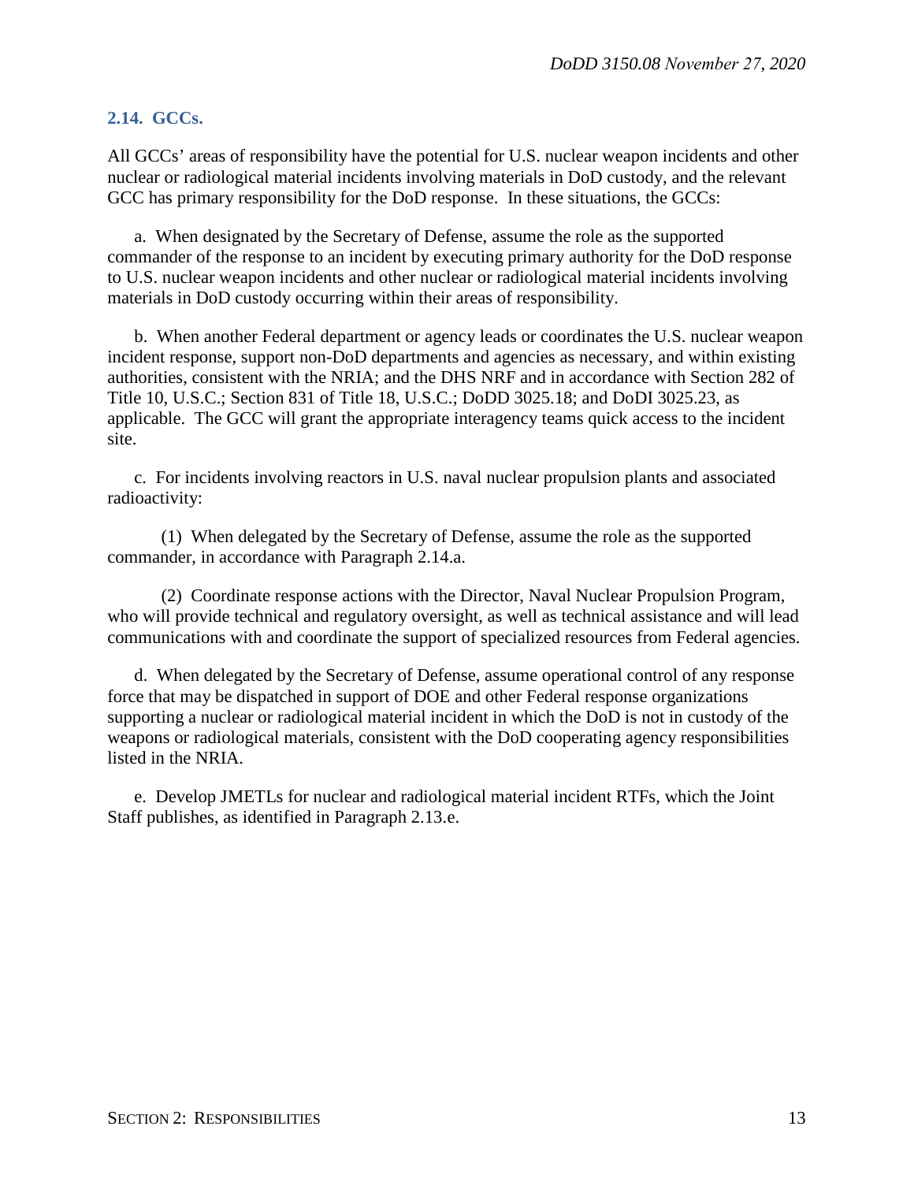### 2.14. GCCs.

All GCCs' areas of responsibility have the potential for U.S. nuclear weapon incidents and other nuclear or radiological material incidents involving materials in DoD custody, and the relevant GCC has primary responsibility for the DoD response. In these situations, the GCCs:

a. When designated by the Secretary of Defense, assume the role as the supported commander of the response to an incident by executing primary authority for the DoD response to U.S. nuclear weapon incidents and other nuclear or radiological material incidents involving materials in DoD custody occurring within their areas of responsibility.

b. When another Federal department or agency leads or coordinates the U.S. nuclear weapon incident response, support non-DoD departments and agencies as necessary, and within existing authorities, consistent with the NRIA; and the DHS NRF and in accordance with Section 282 of Title 10, U.S.C.; Section 831 of Title 18, U.S.C.; DoDD 3025.18; and DoDI 3025.23, as applicable. The GCC will grant the appropriate interagency teams quick access to the incident site.

c. For incidents involving reactors in U.S. naval nuclear propulsion plants and associated radioactivity:

(1) When delegated by the Secretary of Defense, assume the role as the supported commander, in accordance with Paragraph 2.14.a.

(2) Coordinate response actions with the Director, Naval Nuclear Propulsion Program, who will provide technical and regulatory oversight, as well as technical assistance and will lead communications with and coordinate the support of specialized resources from Federal agencies.

d. When delegated by the Secretary of Defense, assume operational control of any response force that may be dispatched in support of DOE and other Federal response organizations supporting a nuclear or radiological material incident in which the DoD is not in custody of the weapons or radiological materials, consistent with the DoD cooperating agency responsibilities listed in the NRIA.

e. Develop JMETLs for nuclear and radiological material incident RTFs, which the Joint Staff publishes, as identified in Paragraph 2.13.e.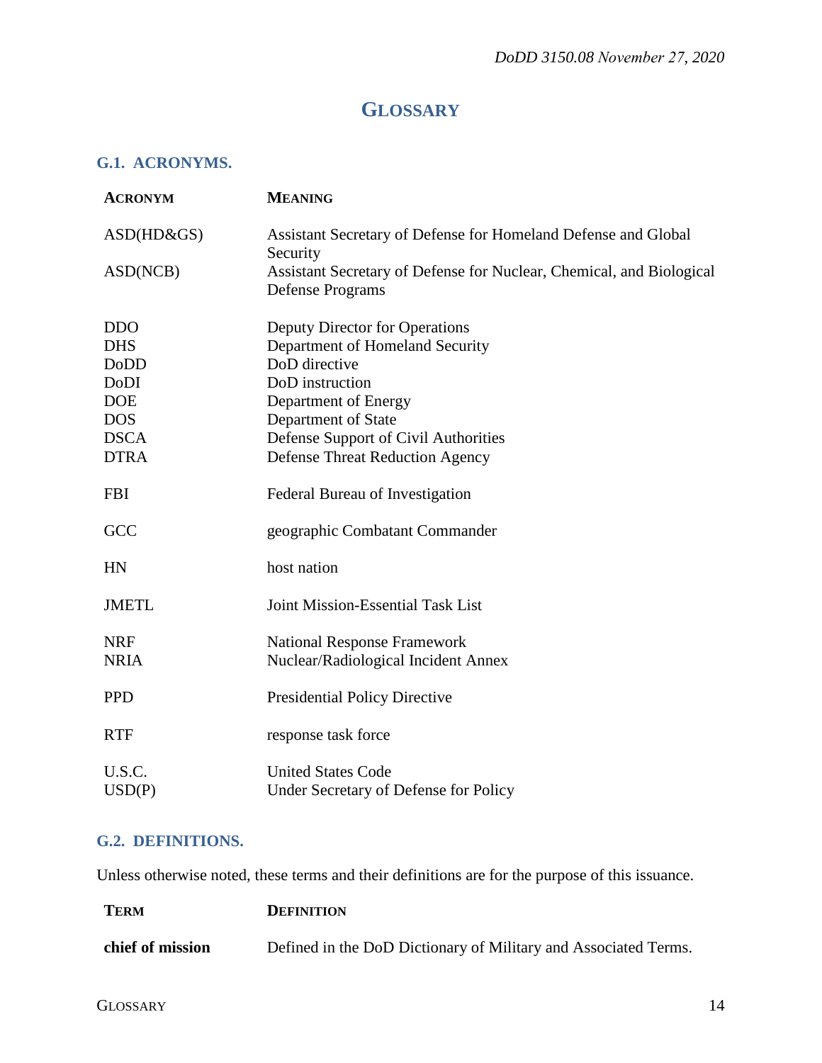# GLOSSARY

## G.1. ACRONYMS.

| ACRONYM | MEANING |
|---|---|
| ASD(HD&GS) | Assistant Secretary of Defense for Homeland Defense and Global Security |
| ASD(NCB) | Assistant Secretary of Defense for Nuclear, Chemical, and Biological Defense Programs |
| DDO | Deputy Director for Operations |
| DHS | Department of Homeland Security |
| DoDD | DoD directive |
| DoDI | DoD instruction |
| DOE | Department of Energy |
| DOS | Department of State |
| DSCA | Defense Support of Civil Authorities |
| DTRA | Defense Threat Reduction Agency |
| FBI | Federal Bureau of Investigation |
| GCC | geographic Combatant Commander |
| HN | host nation |
| JMETL | Joint Mission-Essential Task List |
| NRF | National Response Framework |
| NRIA | Nuclear/Radiological Incident Annex |
| PPD | Presidential Policy Directive |
| RTF | response task force |
| U.S.C. | United States Code |
| USD(P) | Under Secretary of Defense for Policy |

## G.2. DEFINITIONS.

Unless otherwise noted, these terms and their definitions are for the purpose of this issuance.

| TERM | DEFINITION |
|---|---|
| **chief of mission** | Defined in the DoD Dictionary of Military and Associated Terms. |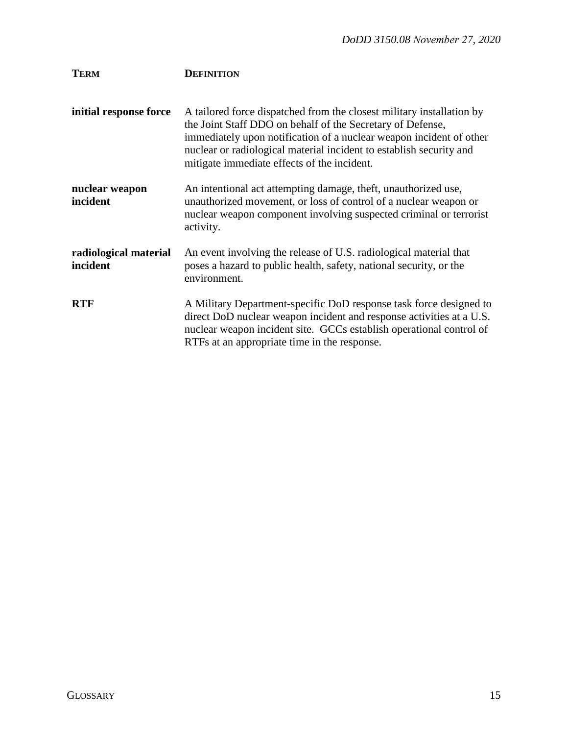| TERM | DEFINITION |
|---|---|
| **initial response force** | A tailored force dispatched from the closest military installation by the Joint Staff DDO on behalf of the Secretary of Defense, immediately upon notification of a nuclear weapon incident of other nuclear or radiological material incident to establish security and mitigate immediate effects of the incident. |
| **nuclear weapon incident** | An intentional act attempting damage, theft, unauthorized use, unauthorized movement, or loss of control of a nuclear weapon or nuclear weapon component involving suspected criminal or terrorist activity. |
| **radiological material incident** | An event involving the release of U.S. radiological material that poses a hazard to public health, safety, national security, or the environment. |
| **RTF** | A Military Department-specific DoD response task force designed to direct DoD nuclear weapon incident and response activities at a U.S. nuclear weapon incident site. GCCs establish operational control of RTFs at an appropriate time in the response. |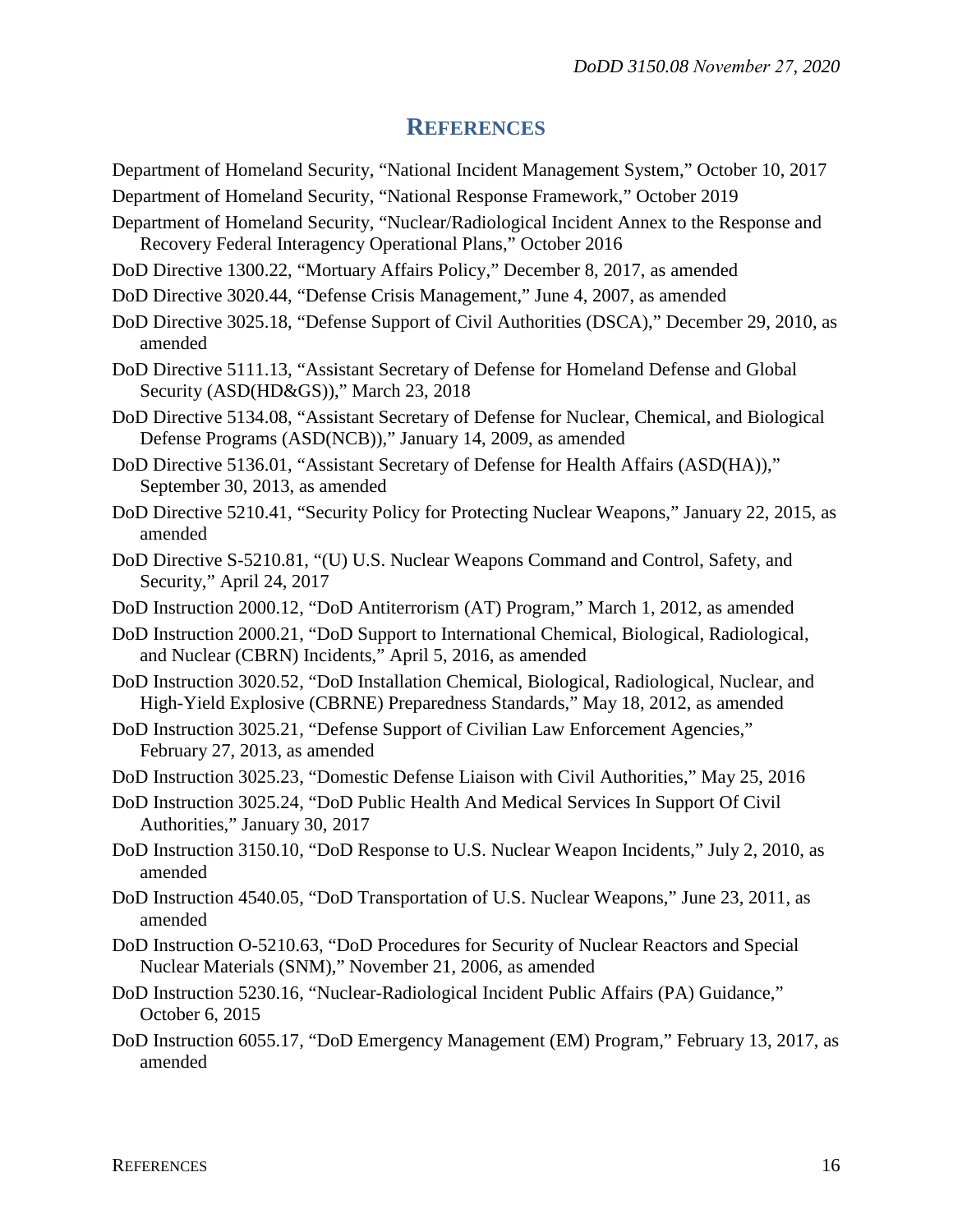## REFERENCES

Department of Homeland Security, "National Incident Management System," October 10, 2017

Department of Homeland Security, "National Response Framework," October 2019

Department of Homeland Security, "Nuclear/Radiological Incident Annex to the Response and Recovery Federal Interagency Operational Plans," October 2016

DoD Directive 1300.22, "Mortuary Affairs Policy," December 8, 2017, as amended

DoD Directive 3020.44, "Defense Crisis Management," June 4, 2007, as amended

DoD Directive 3025.18, "Defense Support of Civil Authorities (DSCA)," December 29, 2010, as amended

DoD Directive 5111.13, "Assistant Secretary of Defense for Homeland Defense and Global Security (ASD(HD&GS))," March 23, 2018

DoD Directive 5134.08, "Assistant Secretary of Defense for Nuclear, Chemical, and Biological Defense Programs (ASD(NCB))," January 14, 2009, as amended

DoD Directive 5136.01, "Assistant Secretary of Defense for Health Affairs (ASD(HA))," September 30, 2013, as amended

DoD Directive 5210.41, "Security Policy for Protecting Nuclear Weapons," January 22, 2015, as amended

DoD Directive S-5210.81, "(U) U.S. Nuclear Weapons Command and Control, Safety, and Security," April 24, 2017

DoD Instruction 2000.12, "DoD Antiterrorism (AT) Program," March 1, 2012, as amended

DoD Instruction 2000.21, "DoD Support to International Chemical, Biological, Radiological, and Nuclear (CBRN) Incidents," April 5, 2016, as amended

DoD Instruction 3020.52, "DoD Installation Chemical, Biological, Radiological, Nuclear, and High-Yield Explosive (CBRNE) Preparedness Standards," May 18, 2012, as amended

DoD Instruction 3025.21, "Defense Support of Civilian Law Enforcement Agencies," February 27, 2013, as amended

DoD Instruction 3025.23, "Domestic Defense Liaison with Civil Authorities," May 25, 2016

DoD Instruction 3025.24, "DoD Public Health And Medical Services In Support Of Civil Authorities," January 30, 2017

DoD Instruction 3150.10, "DoD Response to U.S. Nuclear Weapon Incidents," July 2, 2010, as amended

DoD Instruction 4540.05, "DoD Transportation of U.S. Nuclear Weapons," June 23, 2011, as amended

DoD Instruction O-5210.63, "DoD Procedures for Security of Nuclear Reactors and Special Nuclear Materials (SNM)," November 21, 2006, as amended

DoD Instruction 5230.16, "Nuclear-Radiological Incident Public Affairs (PA) Guidance," October 6, 2015

DoD Instruction 6055.17, "DoD Emergency Management (EM) Program," February 13, 2017, as amended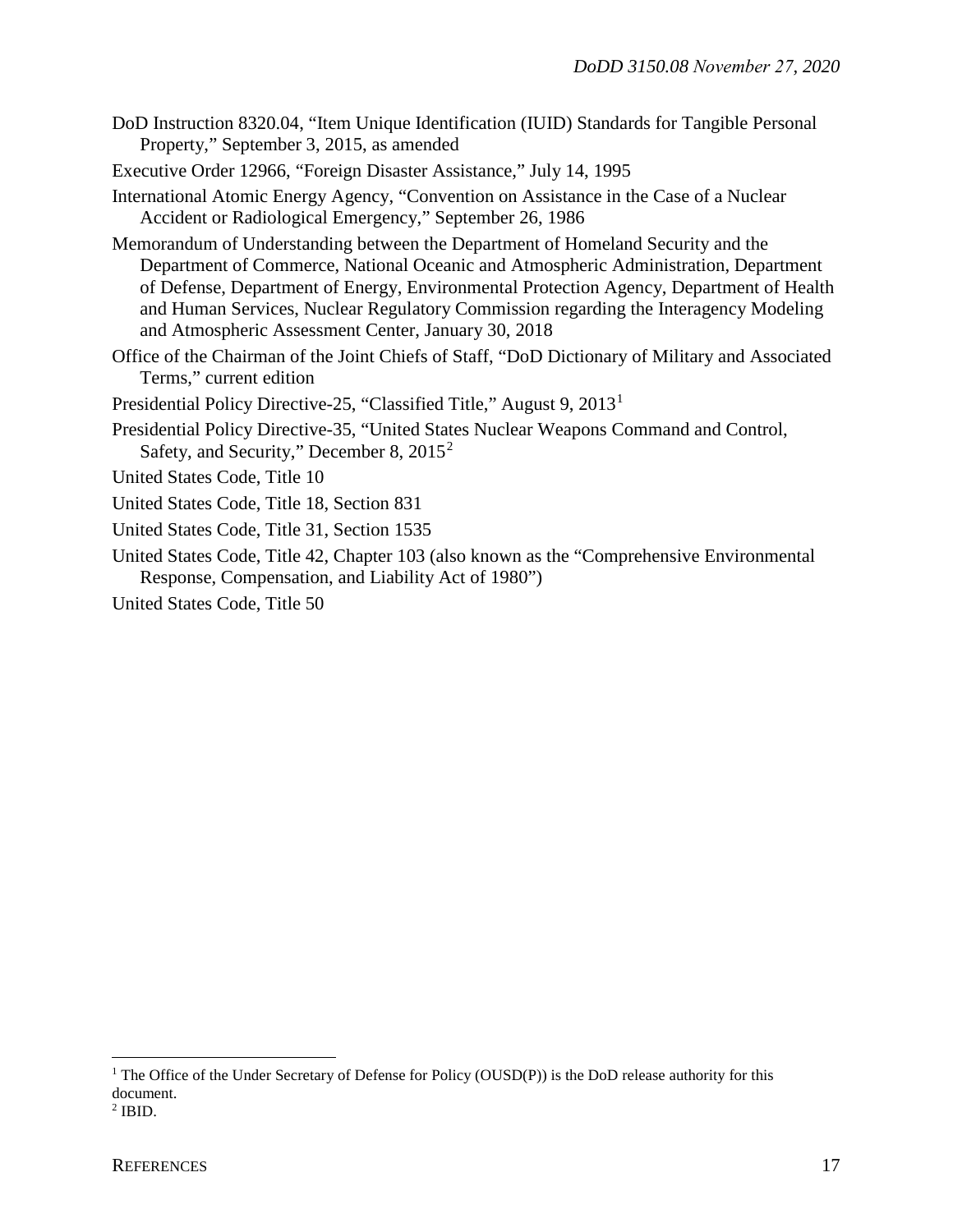DoD Instruction 8320.04, "Item Unique Identification (IUID) Standards for Tangible Personal Property," September 3, 2015, as amended

Executive Order 12966, "Foreign Disaster Assistance," July 14, 1995

International Atomic Energy Agency, "Convention on Assistance in the Case of a Nuclear Accident or Radiological Emergency," September 26, 1986

Memorandum of Understanding between the Department of Homeland Security and the Department of Commerce, National Oceanic and Atmospheric Administration, Department of Defense, Department of Energy, Environmental Protection Agency, Department of Health and Human Services, Nuclear Regulatory Commission regarding the Interagency Modeling and Atmospheric Assessment Center, January 30, 2018

Office of the Chairman of the Joint Chiefs of Staff, "DoD Dictionary of Military and Associated Terms," current edition

Presidential Policy Directive-25, "Classified Title," August 9, 2013[1]

Presidential Policy Directive-35, "United States Nuclear Weapons Command and Control, Safety, and Security," December 8, 2015[2]

United States Code, Title 10

United States Code, Title 18, Section 831

United States Code, Title 31, Section 1535

United States Code, Title 42, Chapter 103 (also known as the "Comprehensive Environmental Response, Compensation, and Liability Act of 1980")

United States Code, Title 50

---

[1] The Office of the Under Secretary of Defense for Policy (OUSD(P)) is the DoD release authority for this document.

[2] IBID.